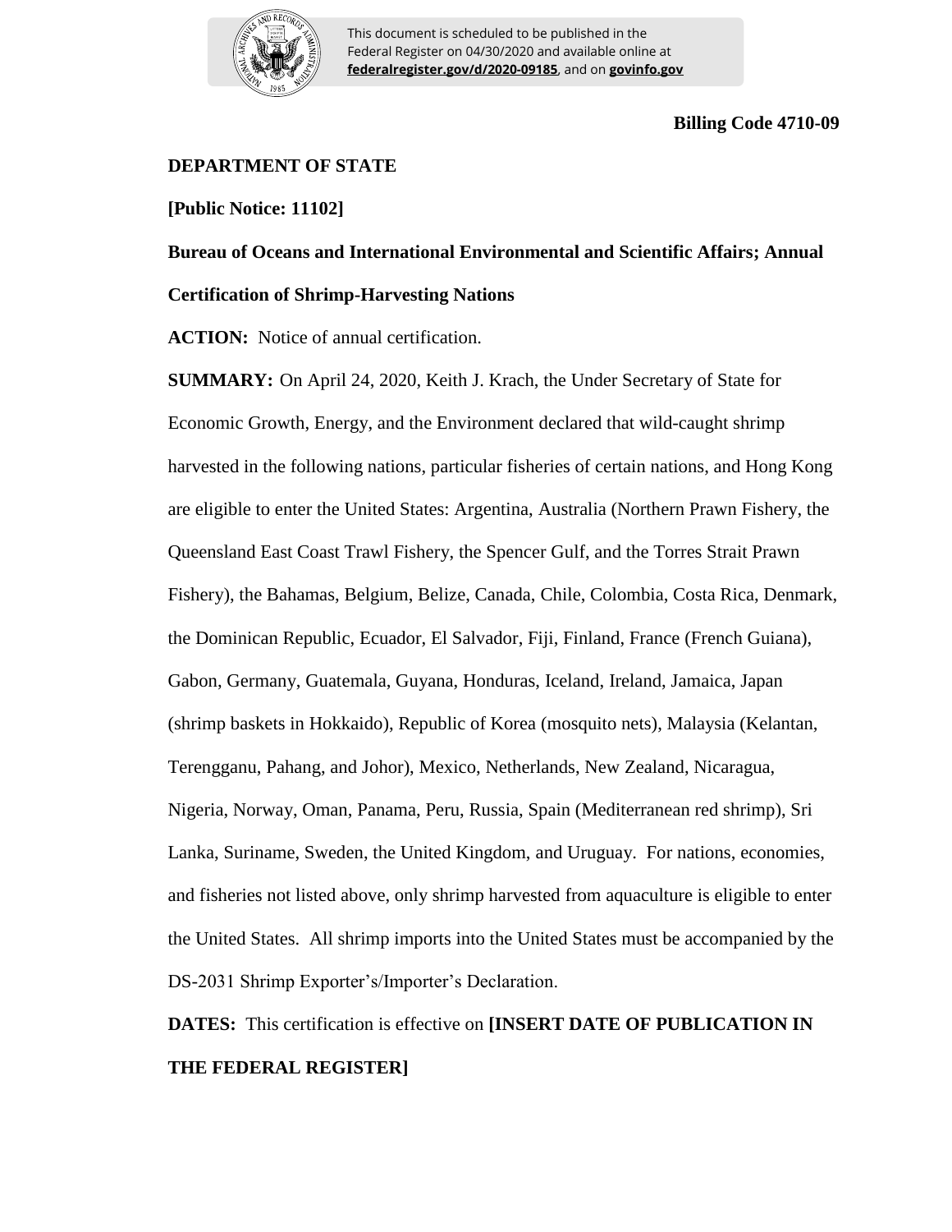This document is scheduled to be published in the Federal Register on 04/30/2020 and available online at **federalregister.gov/d/2020-09185**, and on **govinfo.gov**

**Billing Code 4710-09**

**DEPARTMENT OF STATE**

**[Public Notice: 11102]**

**Bureau of Oceans and International Environmental and Scientific Affairs; Annual Certification of Shrimp-Harvesting Nations**

**ACTION:** Notice of annual certification.

**SUMMARY:** On April 24, 2020, Keith J. Krach, the Under Secretary of State for Economic Growth, Energy, and the Environment declared that wild-caught shrimp harvested in the following nations, particular fisheries of certain nations, and Hong Kong are eligible to enter the United States: Argentina, Australia (Northern Prawn Fishery, the Queensland East Coast Trawl Fishery, the Spencer Gulf, and the Torres Strait Prawn Fishery), the Bahamas, Belgium, Belize, Canada, Chile, Colombia, Costa Rica, Denmark, the Dominican Republic, Ecuador, El Salvador, Fiji, Finland, France (French Guiana), Gabon, Germany, Guatemala, Guyana, Honduras, Iceland, Ireland, Jamaica, Japan (shrimp baskets in Hokkaido), Republic of Korea (mosquito nets), Malaysia (Kelantan, Terengganu, Pahang, and Johor), Mexico, Netherlands, New Zealand, Nicaragua, Nigeria, Norway, Oman, Panama, Peru, Russia, Spain (Mediterranean red shrimp), Sri Lanka, Suriname, Sweden, the United Kingdom, and Uruguay. For nations, economies, and fisheries not listed above, only shrimp harvested from aquaculture is eligible to enter the United States. All shrimp imports into the United States must be accompanied by the DS-2031 Shrimp Exporter's/Importer's Declaration.

**DATES:** This certification is effective on **[INSERT DATE OF PUBLICATION IN THE FEDERAL REGISTER]**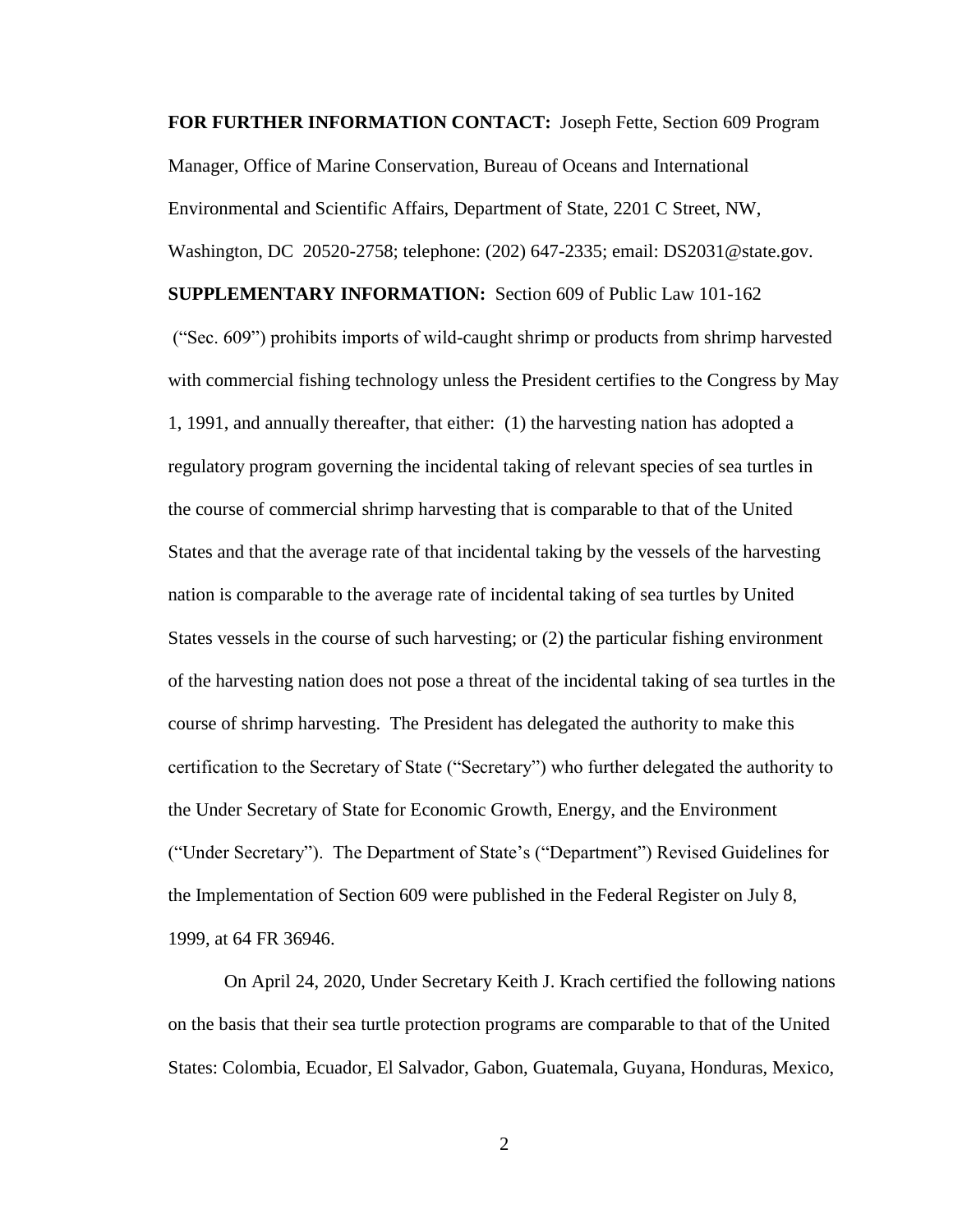**FOR FURTHER INFORMATION CONTACT:** Joseph Fette, Section 609 Program Manager, Office of Marine Conservation, Bureau of Oceans and International Environmental and Scientific Affairs, Department of State, 2201 C Street, NW, Washington, DC 20520-2758; telephone: (202) 647-2335; email: DS2031@state.gov.

**SUPPLEMENTARY INFORMATION:** Section 609 of Public Law 101-162 ("Sec. 609") prohibits imports of wild-caught shrimp or products from shrimp harvested with commercial fishing technology unless the President certifies to the Congress by May 1, 1991, and annually thereafter, that either: (1) the harvesting nation has adopted a regulatory program governing the incidental taking of relevant species of sea turtles in the course of commercial shrimp harvesting that is comparable to that of the United States and that the average rate of that incidental taking by the vessels of the harvesting nation is comparable to the average rate of incidental taking of sea turtles by United States vessels in the course of such harvesting; or (2) the particular fishing environment of the harvesting nation does not pose a threat of the incidental taking of sea turtles in the course of shrimp harvesting. The President has delegated the authority to make this certification to the Secretary of State ("Secretary") who further delegated the authority to the Under Secretary of State for Economic Growth, Energy, and the Environment ("Under Secretary"). The Department of State's ("Department") Revised Guidelines for the Implementation of Section 609 were published in the Federal Register on July 8, 1999, at 64 FR 36946.

On April 24, 2020, Under Secretary Keith J. Krach certified the following nations on the basis that their sea turtle protection programs are comparable to that of the United States: Colombia, Ecuador, El Salvador, Gabon, Guatemala, Guyana, Honduras, Mexico,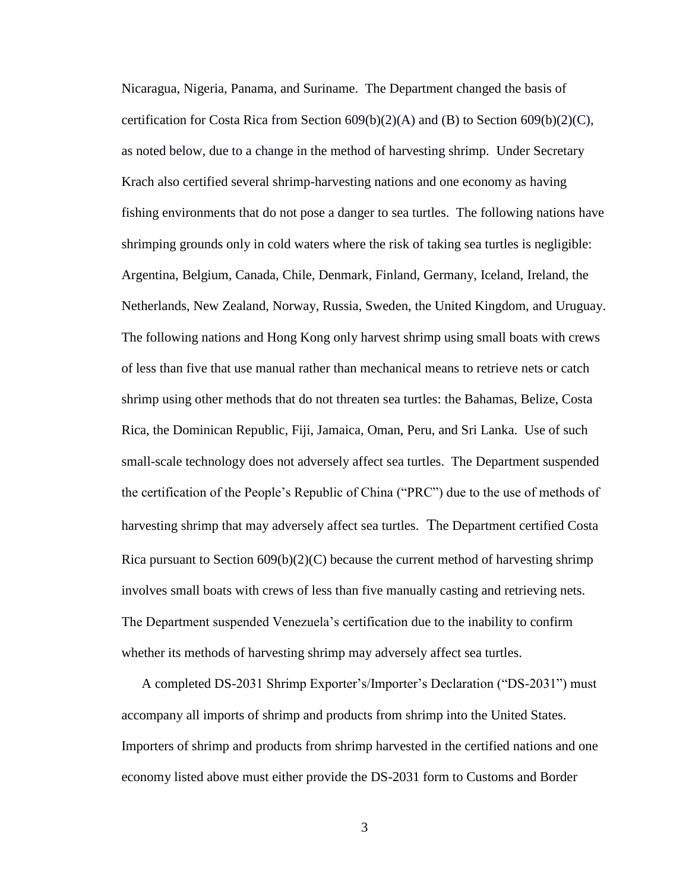Nicaragua, Nigeria, Panama, and Suriname. The Department changed the basis of certification for Costa Rica from Section 609(b)(2)(A) and (B) to Section 609(b)(2)(C), as noted below, due to a change in the method of harvesting shrimp. Under Secretary Krach also certified several shrimp-harvesting nations and one economy as having fishing environments that do not pose a danger to sea turtles. The following nations have shrimping grounds only in cold waters where the risk of taking sea turtles is negligible: Argentina, Belgium, Canada, Chile, Denmark, Finland, Germany, Iceland, Ireland, the Netherlands, New Zealand, Norway, Russia, Sweden, the United Kingdom, and Uruguay. The following nations and Hong Kong only harvest shrimp using small boats with crews of less than five that use manual rather than mechanical means to retrieve nets or catch shrimp using other methods that do not threaten sea turtles: the Bahamas, Belize, Costa Rica, the Dominican Republic, Fiji, Jamaica, Oman, Peru, and Sri Lanka. Use of such small-scale technology does not adversely affect sea turtles. The Department suspended the certification of the People's Republic of China ("PRC") due to the use of methods of harvesting shrimp that may adversely affect sea turtles. The Department certified Costa Rica pursuant to Section 609(b)(2)(C) because the current method of harvesting shrimp involves small boats with crews of less than five manually casting and retrieving nets. The Department suspended Venezuela's certification due to the inability to confirm whether its methods of harvesting shrimp may adversely affect sea turtles.

A completed DS-2031 Shrimp Exporter's/Importer's Declaration ("DS-2031") must accompany all imports of shrimp and products from shrimp into the United States. Importers of shrimp and products from shrimp harvested in the certified nations and one economy listed above must either provide the DS-2031 form to Customs and Border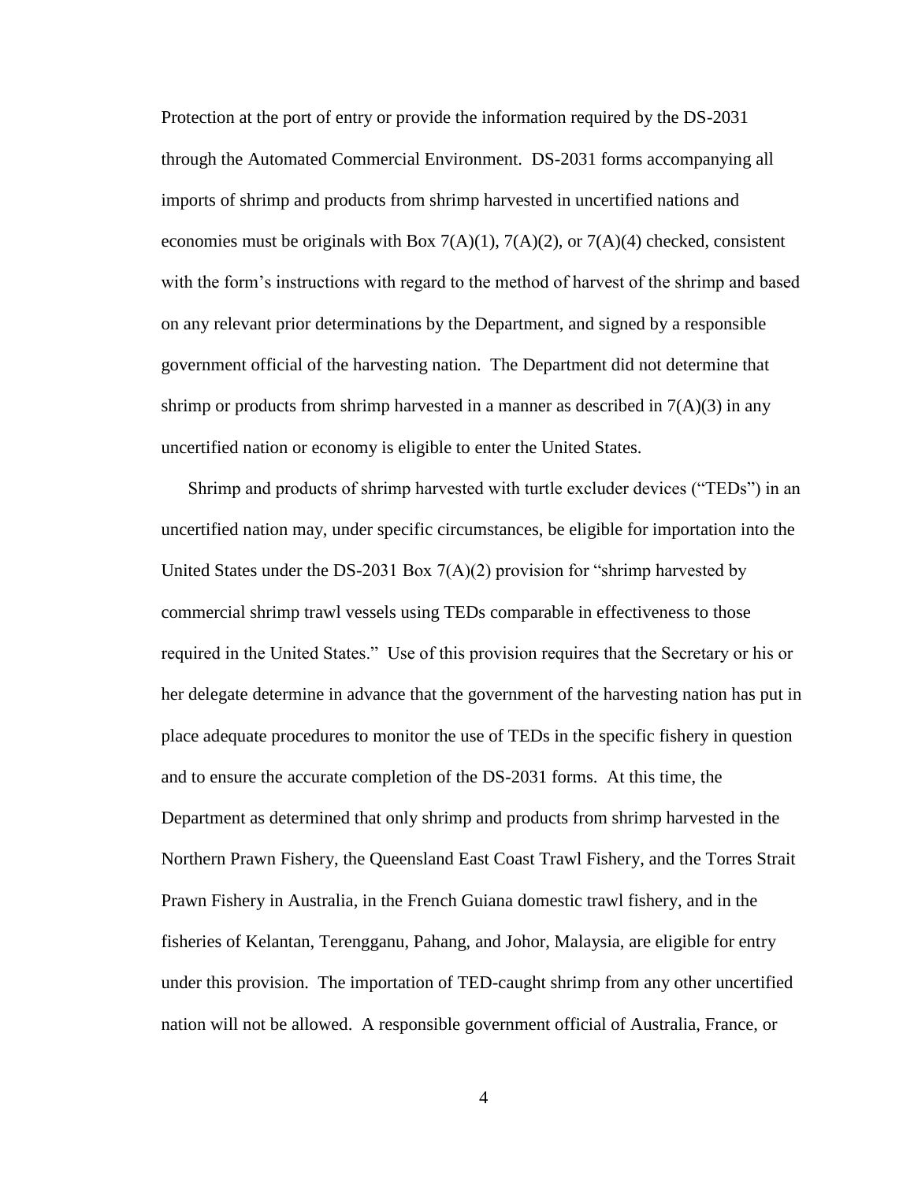Protection at the port of entry or provide the information required by the DS-2031 through the Automated Commercial Environment. DS-2031 forms accompanying all imports of shrimp and products from shrimp harvested in uncertified nations and economies must be originals with Box 7(A)(1), 7(A)(2), or 7(A)(4) checked, consistent with the form's instructions with regard to the method of harvest of the shrimp and based on any relevant prior determinations by the Department, and signed by a responsible government official of the harvesting nation. The Department did not determine that shrimp or products from shrimp harvested in a manner as described in 7(A)(3) in any uncertified nation or economy is eligible to enter the United States.

Shrimp and products of shrimp harvested with turtle excluder devices ("TEDs") in an uncertified nation may, under specific circumstances, be eligible for importation into the United States under the DS-2031 Box 7(A)(2) provision for "shrimp harvested by commercial shrimp trawl vessels using TEDs comparable in effectiveness to those required in the United States." Use of this provision requires that the Secretary or his or her delegate determine in advance that the government of the harvesting nation has put in place adequate procedures to monitor the use of TEDs in the specific fishery in question and to ensure the accurate completion of the DS-2031 forms. At this time, the Department as determined that only shrimp and products from shrimp harvested in the Northern Prawn Fishery, the Queensland East Coast Trawl Fishery, and the Torres Strait Prawn Fishery in Australia, in the French Guiana domestic trawl fishery, and in the fisheries of Kelantan, Terengganu, Pahang, and Johor, Malaysia, are eligible for entry under this provision. The importation of TED-caught shrimp from any other uncertified nation will not be allowed. A responsible government official of Australia, France, or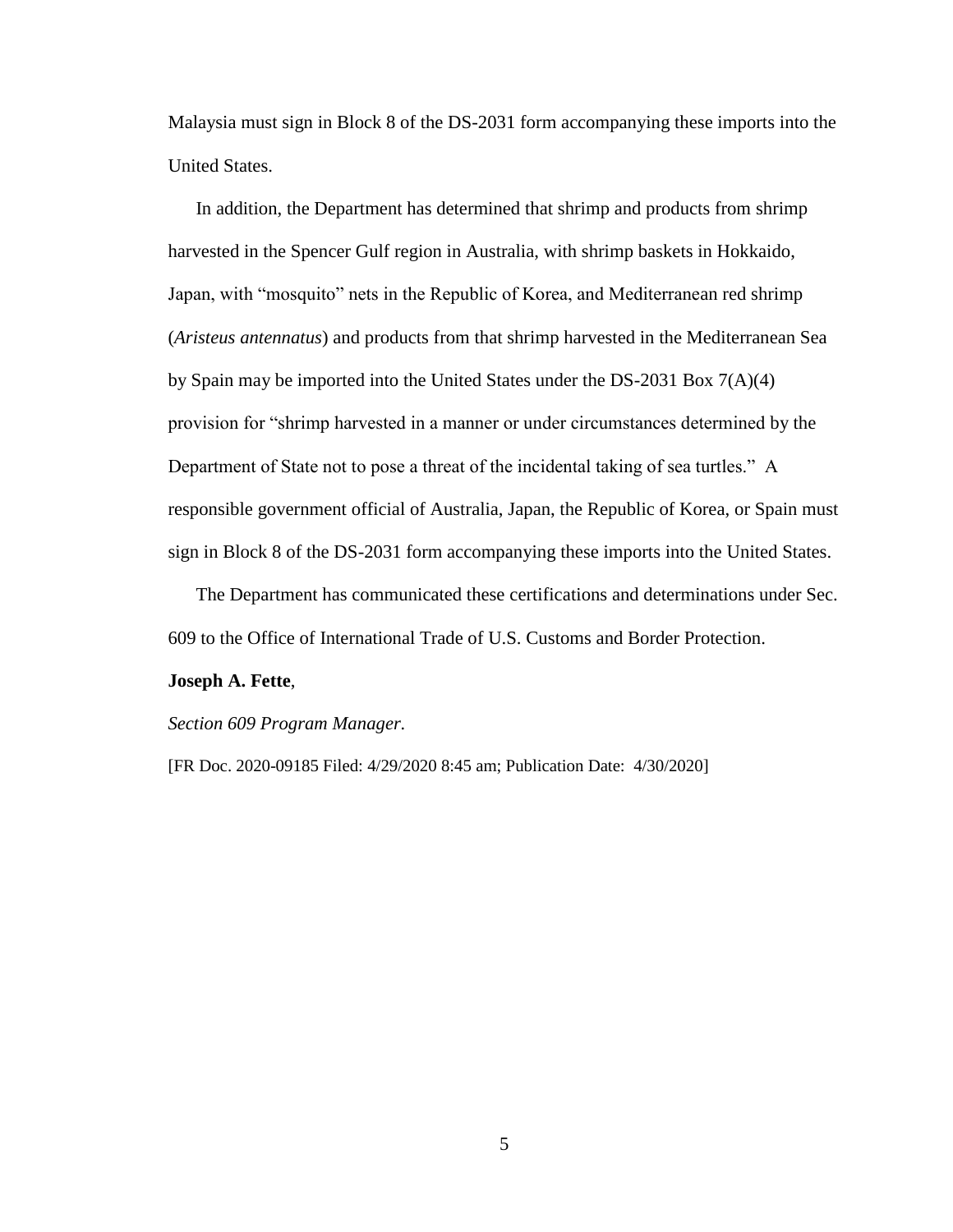Malaysia must sign in Block 8 of the DS-2031 form accompanying these imports into the United States.

In addition, the Department has determined that shrimp and products from shrimp harvested in the Spencer Gulf region in Australia, with shrimp baskets in Hokkaido, Japan, with "mosquito" nets in the Republic of Korea, and Mediterranean red shrimp (*Aristeus antennatus*) and products from that shrimp harvested in the Mediterranean Sea by Spain may be imported into the United States under the DS-2031 Box 7(A)(4) provision for "shrimp harvested in a manner or under circumstances determined by the Department of State not to pose a threat of the incidental taking of sea turtles." A responsible government official of Australia, Japan, the Republic of Korea, or Spain must sign in Block 8 of the DS-2031 form accompanying these imports into the United States.

The Department has communicated these certifications and determinations under Sec. 609 to the Office of International Trade of U.S. Customs and Border Protection.

**Joseph A. Fette**,

*Section 609 Program Manager.*

[FR Doc. 2020-09185 Filed: 4/29/2020 8:45 am; Publication Date: 4/30/2020]